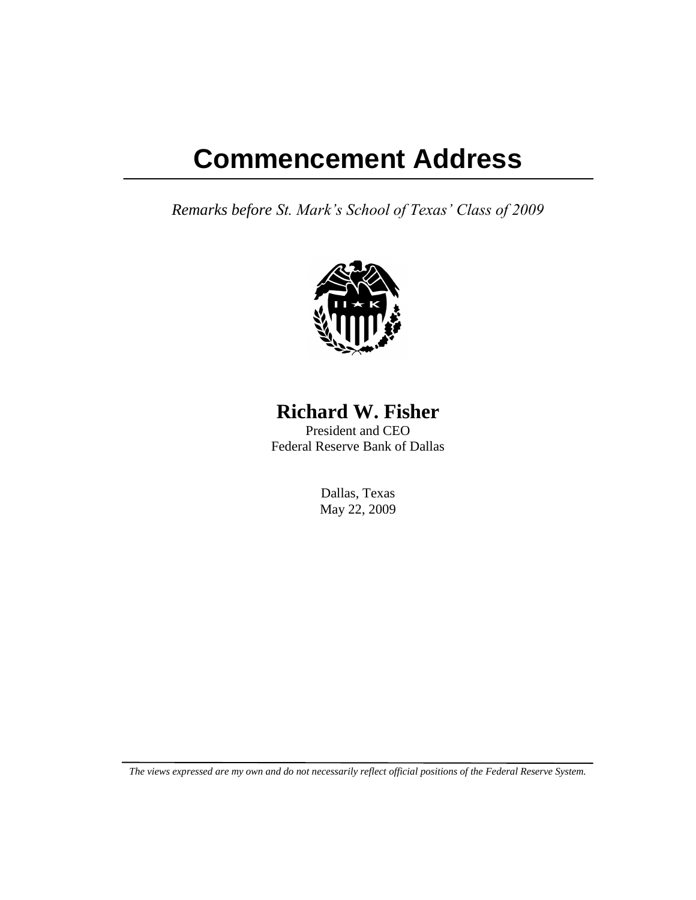# Commencement Address

*Remarks before St. Mark's School of Texas' Class of 2009*

**Richard W. Fisher**

President and CEO

Federal Reserve Bank of Dallas

Dallas, Texas

May 22, 2009

*The views expressed are my own and do not necessarily reflect official positions of the Federal Reserve System.*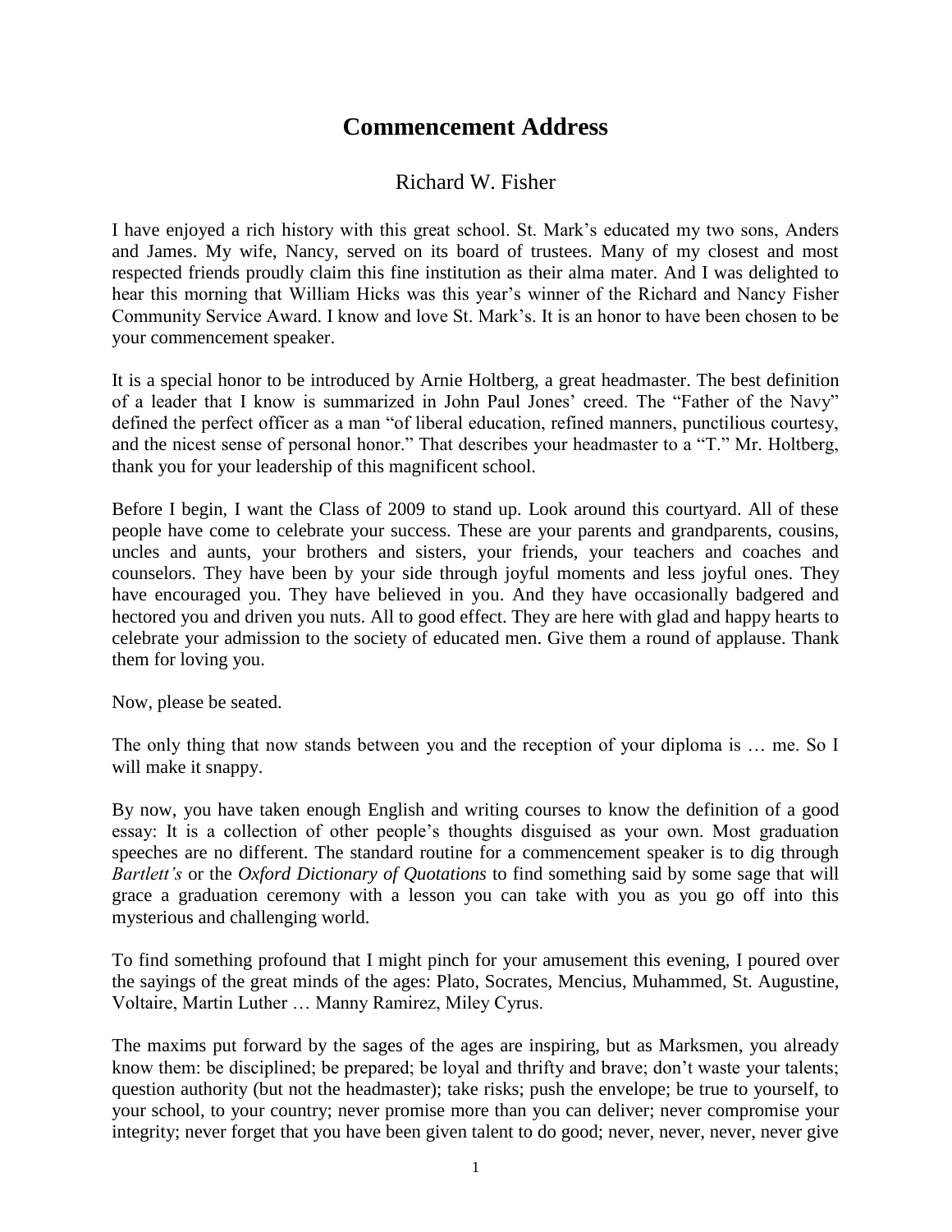# Commencement Address

Richard W. Fisher

I have enjoyed a rich history with this great school. St. Mark's educated my two sons, Anders and James. My wife, Nancy, served on its board of trustees. Many of my closest and most respected friends proudly claim this fine institution as their alma mater. And I was delighted to hear this morning that William Hicks was this year's winner of the Richard and Nancy Fisher Community Service Award. I know and love St. Mark's. It is an honor to have been chosen to be your commencement speaker.

It is a special honor to be introduced by Arnie Holtberg, a great headmaster. The best definition of a leader that I know is summarized in John Paul Jones' creed. The "Father of the Navy" defined the perfect officer as a man "of liberal education, refined manners, punctilious courtesy, and the nicest sense of personal honor." That describes your headmaster to a "T." Mr. Holtberg, thank you for your leadership of this magnificent school.

Before I begin, I want the Class of 2009 to stand up. Look around this courtyard. All of these people have come to celebrate your success. These are your parents and grandparents, cousins, uncles and aunts, your brothers and sisters, your friends, your teachers and coaches and counselors. They have been by your side through joyful moments and less joyful ones. They have encouraged you. They have believed in you. And they have occasionally badgered and hectored you and driven you nuts. All to good effect. They are here with glad and happy hearts to celebrate your admission to the society of educated men. Give them a round of applause. Thank them for loving you.

Now, please be seated.

The only thing that now stands between you and the reception of your diploma is … me. So I will make it snappy.

By now, you have taken enough English and writing courses to know the definition of a good essay: It is a collection of other people's thoughts disguised as your own. Most graduation speeches are no different. The standard routine for a commencement speaker is to dig through *Bartlett's* or the *Oxford Dictionary of Quotations* to find something said by some sage that will grace a graduation ceremony with a lesson you can take with you as you go off into this mysterious and challenging world.

To find something profound that I might pinch for your amusement this evening, I poured over the sayings of the great minds of the ages: Plato, Socrates, Mencius, Muhammed, St. Augustine, Voltaire, Martin Luther … Manny Ramirez, Miley Cyrus.

The maxims put forward by the sages of the ages are inspiring, but as Marksmen, you already know them: be disciplined; be prepared; be loyal and thrifty and brave; don't waste your talents; question authority (but not the headmaster); take risks; push the envelope; be true to yourself, to your school, to your country; never promise more than you can deliver; never compromise your integrity; never forget that you have been given talent to do good; never, never, never, never give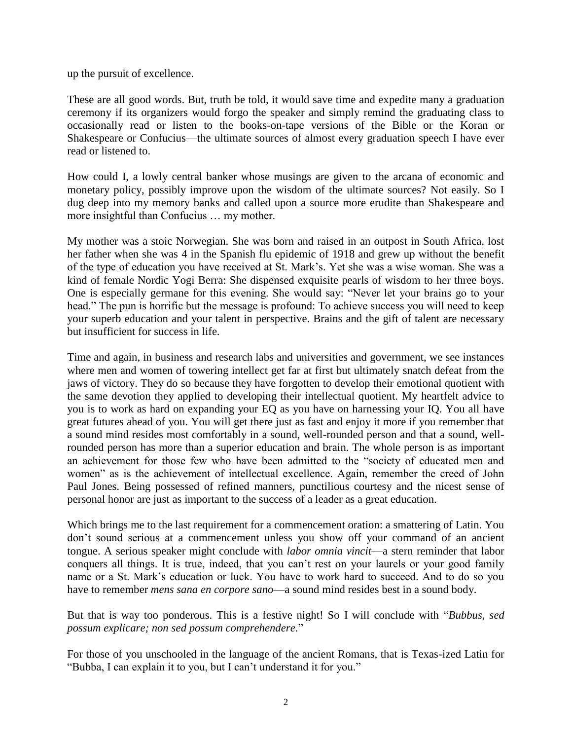up the pursuit of excellence.

These are all good words. But, truth be told, it would save time and expedite many a graduation ceremony if its organizers would forgo the speaker and simply remind the graduating class to occasionally read or listen to the books-on-tape versions of the Bible or the Koran or Shakespeare or Confucius—the ultimate sources of almost every graduation speech I have ever read or listened to.

How could I, a lowly central banker whose musings are given to the arcana of economic and monetary policy, possibly improve upon the wisdom of the ultimate sources? Not easily. So I dug deep into my memory banks and called upon a source more erudite than Shakespeare and more insightful than Confucius … my mother.

My mother was a stoic Norwegian. She was born and raised in an outpost in South Africa, lost her father when she was 4 in the Spanish flu epidemic of 1918 and grew up without the benefit of the type of education you have received at St. Mark's. Yet she was a wise woman. She was a kind of female Nordic Yogi Berra: She dispensed exquisite pearls of wisdom to her three boys. One is especially germane for this evening. She would say: "Never let your brains go to your head." The pun is horrific but the message is profound: To achieve success you will need to keep your superb education and your talent in perspective. Brains and the gift of talent are necessary but insufficient for success in life.

Time and again, in business and research labs and universities and government, we see instances where men and women of towering intellect get far at first but ultimately snatch defeat from the jaws of victory. They do so because they have forgotten to develop their emotional quotient with the same devotion they applied to developing their intellectual quotient. My heartfelt advice to you is to work as hard on expanding your EQ as you have on harnessing your IQ. You all have great futures ahead of you. You will get there just as fast and enjoy it more if you remember that a sound mind resides most comfortably in a sound, well-rounded person and that a sound, well-rounded person has more than a superior education and brain. The whole person is as important an achievement for those few who have been admitted to the "society of educated men and women" as is the achievement of intellectual excellence. Again, remember the creed of John Paul Jones. Being possessed of refined manners, punctilious courtesy and the nicest sense of personal honor are just as important to the success of a leader as a great education.

Which brings me to the last requirement for a commencement oration: a smattering of Latin. You don't sound serious at a commencement unless you show off your command of an ancient tongue. A serious speaker might conclude with *labor omnia vincit*—a stern reminder that labor conquers all things. It is true, indeed, that you can't rest on your laurels or your good family name or a St. Mark's education or luck. You have to work hard to succeed. And to do so you have to remember *mens sana en corpore sano*—a sound mind resides best in a sound body.

But that is way too ponderous. This is a festive night! So I will conclude with "*Bubbus, sed possum explicare; non sed possum comprehendere*."

For those of you unschooled in the language of the ancient Romans, that is Texas-ized Latin for "Bubba, I can explain it to you, but I can't understand it for you."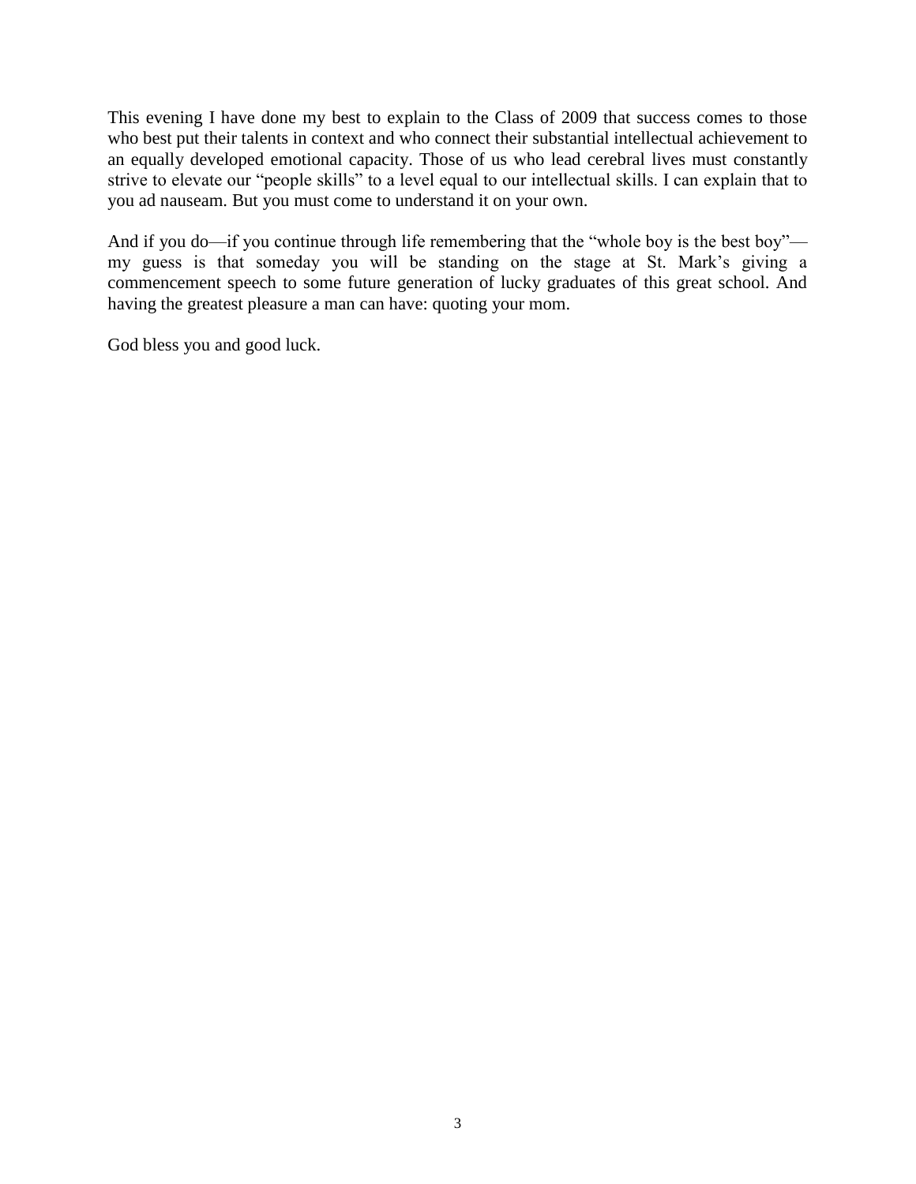This evening I have done my best to explain to the Class of 2009 that success comes to those who best put their talents in context and who connect their substantial intellectual achievement to an equally developed emotional capacity. Those of us who lead cerebral lives must constantly strive to elevate our "people skills" to a level equal to our intellectual skills. I can explain that to you ad nauseam. But you must come to understand it on your own.

And if you do—if you continue through life remembering that the "whole boy is the best boy"—my guess is that someday you will be standing on the stage at St. Mark's giving a commencement speech to some future generation of lucky graduates of this great school. And having the greatest pleasure a man can have: quoting your mom.

God bless you and good luck.